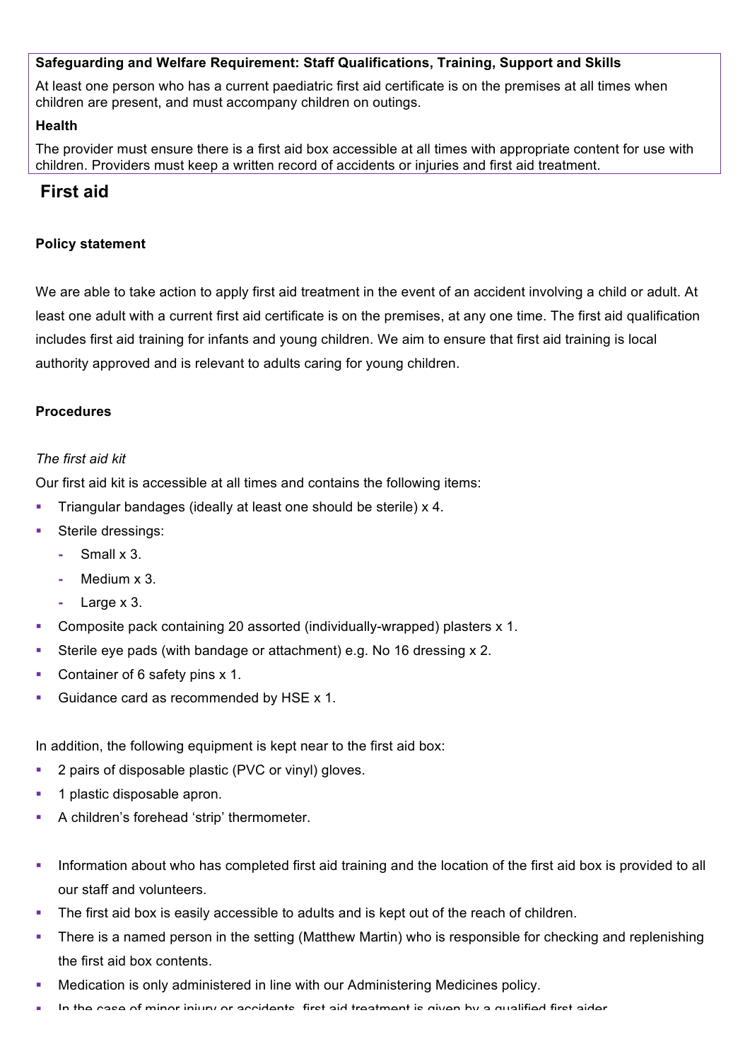**Safeguarding and Welfare Requirement: Staff Qualifications, Training, Support and Skills**

At least one person who has a current paediatric first aid certificate is on the premises at all times when children are present, and must accompany children on outings.

**Health**

The provider must ensure there is a first aid box accessible at all times with appropriate content for use with children. Providers must keep a written record of accidents or injuries and first aid treatment.

## First aid

### Policy statement

We are able to take action to apply first aid treatment in the event of an accident involving a child or adult. At least one adult with a current first aid certificate is on the premises, at any one time. The first aid qualification includes first aid training for infants and young children. We aim to ensure that first aid training is local authority approved and is relevant to adults caring for young children.

### Procedures

*The first aid kit*

Our first aid kit is accessible at all times and contains the following items:

- Triangular bandages (ideally at least one should be sterile) x 4.
- Sterile dressings:
  - Small x 3.
  - Medium x 3.
  - Large x 3.
- Composite pack containing 20 assorted (individually-wrapped) plasters x 1.
- Sterile eye pads (with bandage or attachment) e.g. No 16 dressing x 2.
- Container of 6 safety pins x 1.
- Guidance card as recommended by HSE x 1.

In addition, the following equipment is kept near to the first aid box:

- 2 pairs of disposable plastic (PVC or vinyl) gloves.
- 1 plastic disposable apron.
- A children's forehead 'strip' thermometer.

- Information about who has completed first aid training and the location of the first aid box is provided to all our staff and volunteers.
- The first aid box is easily accessible to adults and is kept out of the reach of children.
- There is a named person in the setting (Matthew Martin) who is responsible for checking and replenishing the first aid box contents.
- Medication is only administered in line with our Administering Medicines policy.
- In the case of minor injury or accidents, first aid treatment is given by a qualified first aider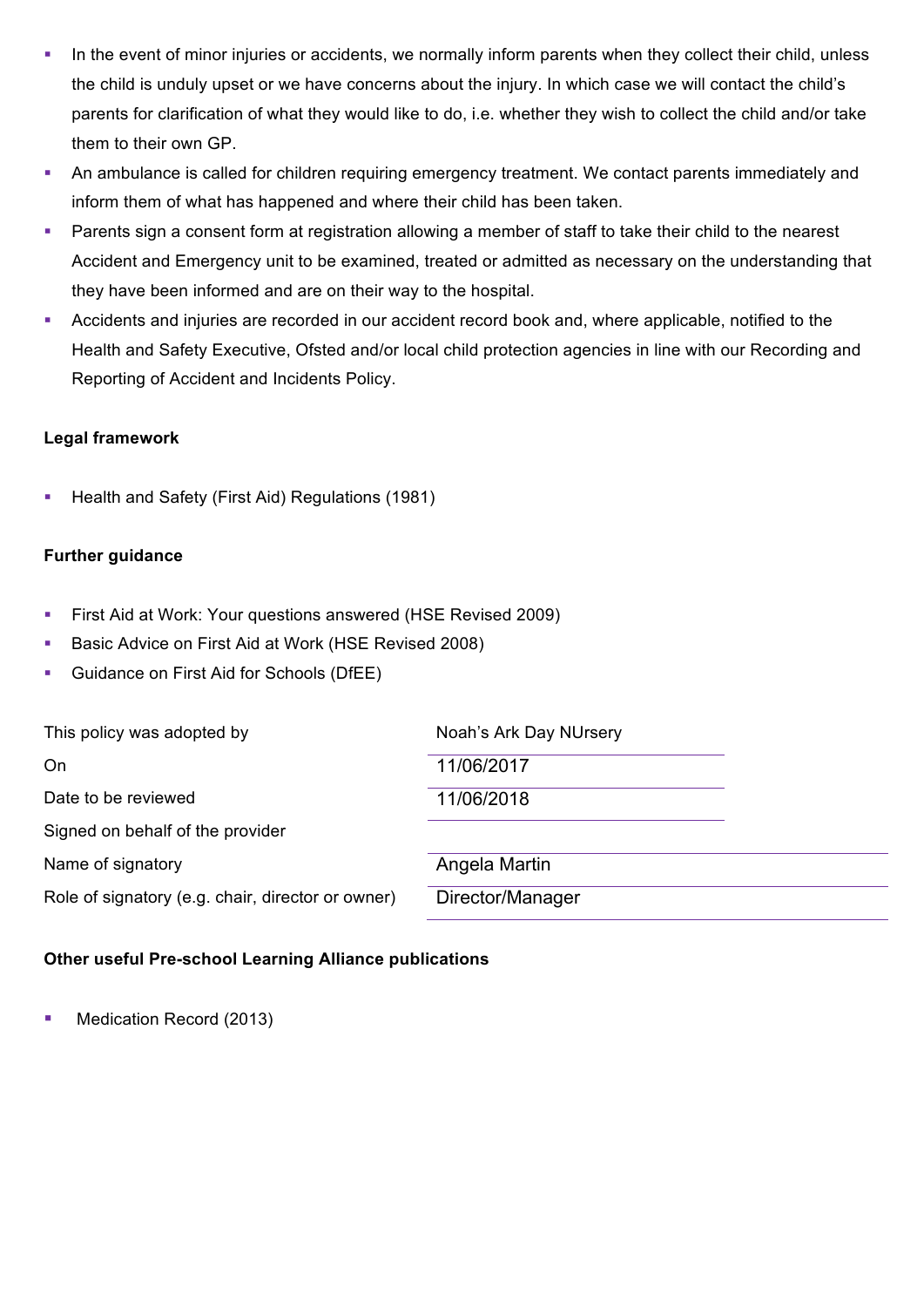- In the event of minor injuries or accidents, we normally inform parents when they collect their child, unless the child is unduly upset or we have concerns about the injury. In which case we will contact the child's parents for clarification of what they would like to do, i.e. whether they wish to collect the child and/or take them to their own GP.
- An ambulance is called for children requiring emergency treatment. We contact parents immediately and inform them of what has happened and where their child has been taken.
- Parents sign a consent form at registration allowing a member of staff to take their child to the nearest Accident and Emergency unit to be examined, treated or admitted as necessary on the understanding that they have been informed and are on their way to the hospital.
- Accidents and injuries are recorded in our accident record book and, where applicable, notified to the Health and Safety Executive, Ofsted and/or local child protection agencies in line with our Recording and Reporting of Accident and Incidents Policy.

**Legal framework**

- Health and Safety (First Aid) Regulations (1981)

**Further guidance**

- First Aid at Work: Your questions answered (HSE Revised 2009)
- Basic Advice on First Aid at Work (HSE Revised 2008)
- Guidance on First Aid for Schools (DfEE)

| | |
|---|---|
| This policy was adopted by | Noah's Ark Day NUrsery |
| On | 11/06/2017 |
| Date to be reviewed | 11/06/2018 |
| Signed on behalf of the provider | |
| Name of signatory | Angela Martin |
| Role of signatory (e.g. chair, director or owner) | Director/Manager |

**Other useful Pre-school Learning Alliance publications**

- Medication Record (2013)